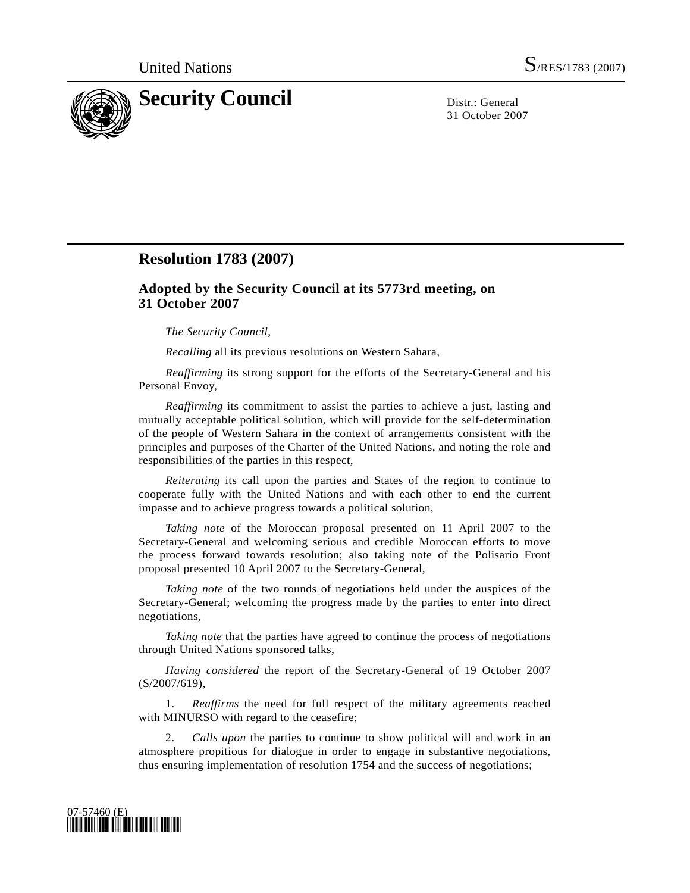United Nations S/RES/1783 (2007)

# Security Council

Distr.: General
31 October 2007

## Resolution 1783 (2007)

### Adopted by the Security Council at its 5773rd meeting, on 31 October 2007

*The Security Council*,

*Recalling* all its previous resolutions on Western Sahara,

*Reaffirming* its strong support for the efforts of the Secretary-General and his Personal Envoy,

*Reaffirming* its commitment to assist the parties to achieve a just, lasting and mutually acceptable political solution, which will provide for the self-determination of the people of Western Sahara in the context of arrangements consistent with the principles and purposes of the Charter of the United Nations, and noting the role and responsibilities of the parties in this respect,

*Reiterating* its call upon the parties and States of the region to continue to cooperate fully with the United Nations and with each other to end the current impasse and to achieve progress towards a political solution,

*Taking note* of the Moroccan proposal presented on 11 April 2007 to the Secretary-General and welcoming serious and credible Moroccan efforts to move the process forward towards resolution; also taking note of the Polisario Front proposal presented 10 April 2007 to the Secretary-General,

*Taking note* of the two rounds of negotiations held under the auspices of the Secretary-General; welcoming the progress made by the parties to enter into direct negotiations,

*Taking note* that the parties have agreed to continue the process of negotiations through United Nations sponsored talks,

*Having considered* the report of the Secretary-General of 19 October 2007 (S/2007/619),

1. *Reaffirms* the need for full respect of the military agreements reached with MINURSO with regard to the ceasefire;

2. *Calls upon* the parties to continue to show political will and work in an atmosphere propitious for dialogue in order to engage in substantive negotiations, thus ensuring implementation of resolution 1754 and the success of negotiations;

07-57460 (E)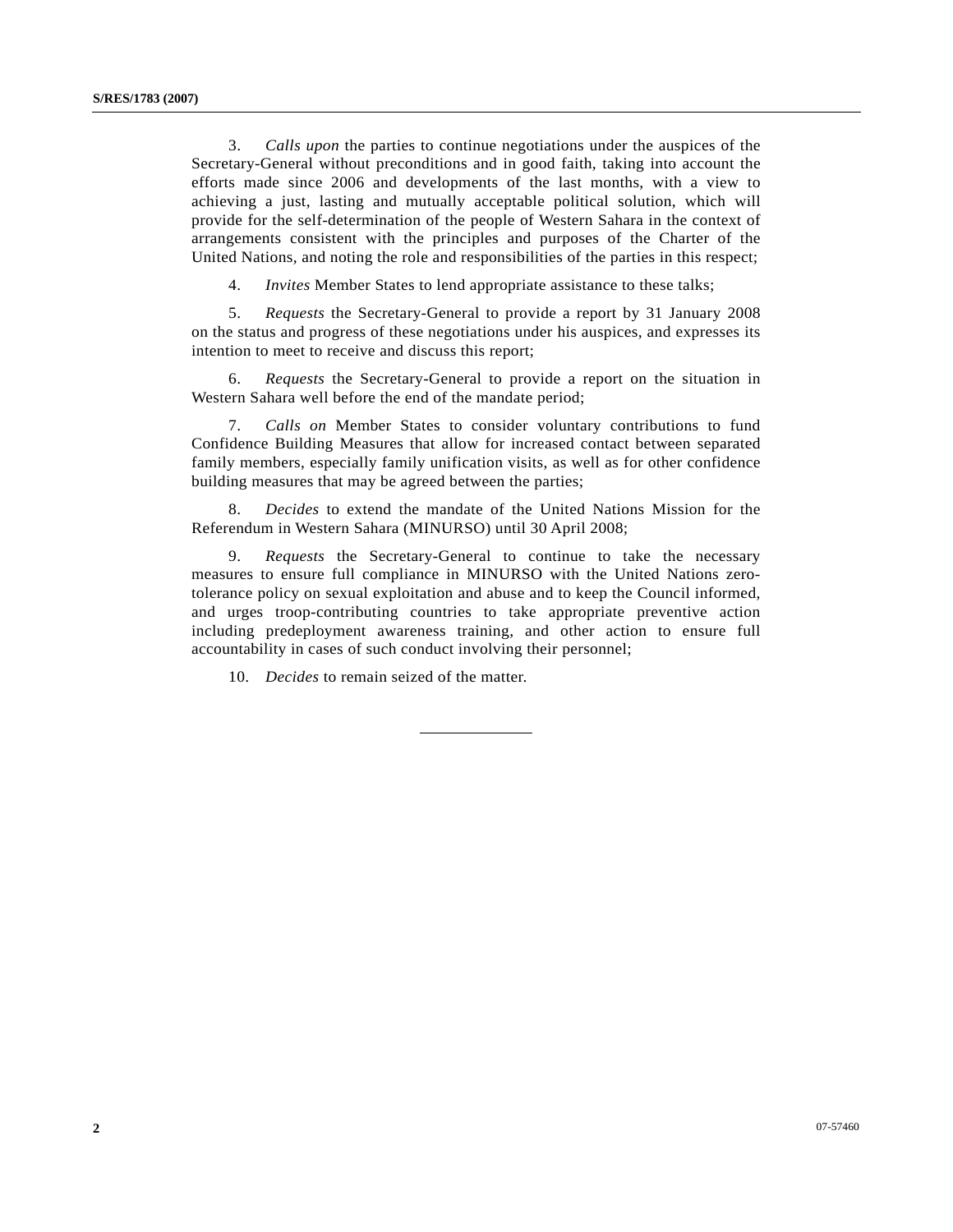3. *Calls upon* the parties to continue negotiations under the auspices of the Secretary-General without preconditions and in good faith, taking into account the efforts made since 2006 and developments of the last months, with a view to achieving a just, lasting and mutually acceptable political solution, which will provide for the self-determination of the people of Western Sahara in the context of arrangements consistent with the principles and purposes of the Charter of the United Nations, and noting the role and responsibilities of the parties in this respect;

4. *Invites* Member States to lend appropriate assistance to these talks;

5. *Requests* the Secretary-General to provide a report by 31 January 2008 on the status and progress of these negotiations under his auspices, and expresses its intention to meet to receive and discuss this report;

6. *Requests* the Secretary-General to provide a report on the situation in Western Sahara well before the end of the mandate period;

7. *Calls on* Member States to consider voluntary contributions to fund Confidence Building Measures that allow for increased contact between separated family members, especially family unification visits, as well as for other confidence building measures that may be agreed between the parties;

8. *Decides* to extend the mandate of the United Nations Mission for the Referendum in Western Sahara (MINURSO) until 30 April 2008;

9. *Requests* the Secretary-General to continue to take the necessary measures to ensure full compliance in MINURSO with the United Nations zero-tolerance policy on sexual exploitation and abuse and to keep the Council informed, and urges troop-contributing countries to take appropriate preventive action including predeployment awareness training, and other action to ensure full accountability in cases of such conduct involving their personnel;

10. *Decides* to remain seized of the matter.